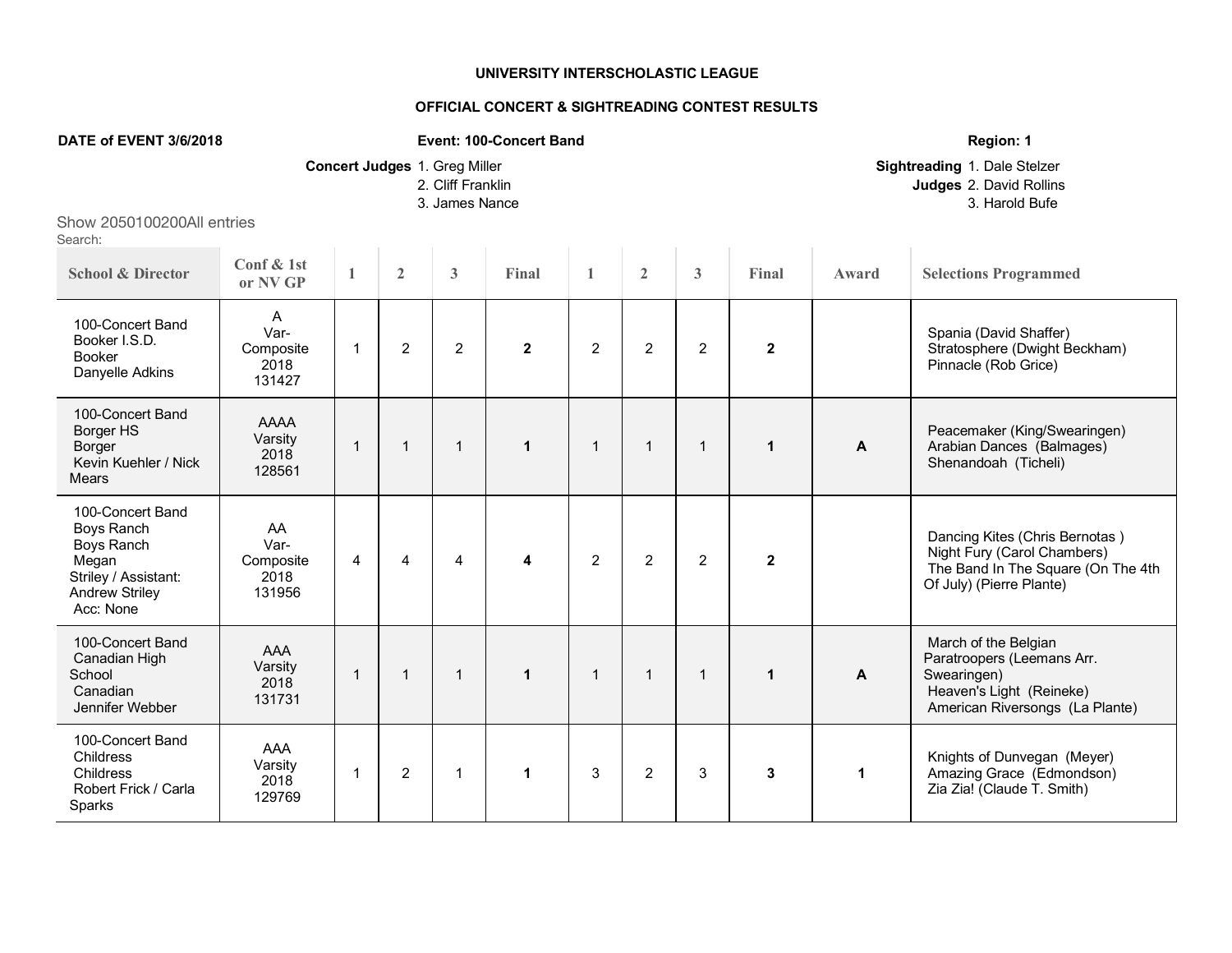**UNIVERSITY INTERSCHOLASTIC LEAGUE**

**OFFICIAL CONCERT & SIGHTREADING CONTEST RESULTS**

**DATE of EVENT 3/6/2018** **Event: 100-Concert Band** **Region: 1**

**Concert Judges** 1. Greg Miller 2. Cliff Franklin 3. James Nance

**Sightreading Judges** 1. Dale Stelzer 2. David Rollins 3. Harold Bufe

Show 2050100200All entries
Search:

| School & Director | Conf & 1st or NV GP | 1 | 2 | 3 | Final | 1 | 2 | 3 | Final | Award | Selections Programmed |
|---|---|---|---|---|---|---|---|---|---|---|---|
| 100-Concert Band Booker I.S.D. Booker Danyelle Adkins | A Var-Composite 2018 131427 | 1 | 2 | 2 | **2** | 2 | 2 | 2 | **2** | | Spania (David Shaffer) Stratosphere (Dwight Beckham) Pinnacle (Rob Grice) |
| 100-Concert Band Borger HS Borger Kevin Kuehler / Nick Mears | AAAA Varsity 2018 128561 | 1 | 1 | 1 | **1** | 1 | 1 | 1 | **1** | **A** | Peacemaker (King/Swearingen) Arabian Dances (Balmages) Shenandoah (Ticheli) |
| 100-Concert Band Boys Ranch Boys Ranch Megan Striley / Assistant: Andrew Striley Acc: None | AA Var-Composite 2018 131956 | 4 | 4 | 4 | **4** | 2 | 2 | 2 | **2** | | Dancing Kites (Chris Bernotas ) Night Fury (Carol Chambers) The Band In The Square (On The 4th Of July) (Pierre Plante) |
| 100-Concert Band Canadian High School Canadian Jennifer Webber | AAA Varsity 2018 131731 | 1 | 1 | 1 | **1** | 1 | 1 | 1 | **1** | **A** | March of the Belgian Paratroopers (Leemans Arr. Swearingen) Heaven's Light (Reineke) American Riversongs (La Plante) |
| 100-Concert Band Childress Childress Robert Frick / Carla Sparks | AAA Varsity 2018 129769 | 1 | 2 | 1 | **1** | 3 | 2 | 3 | **3** | **1** | Knights of Dunvegan (Meyer) Amazing Grace (Edmondson) Zia Zia! (Claude T. Smith) |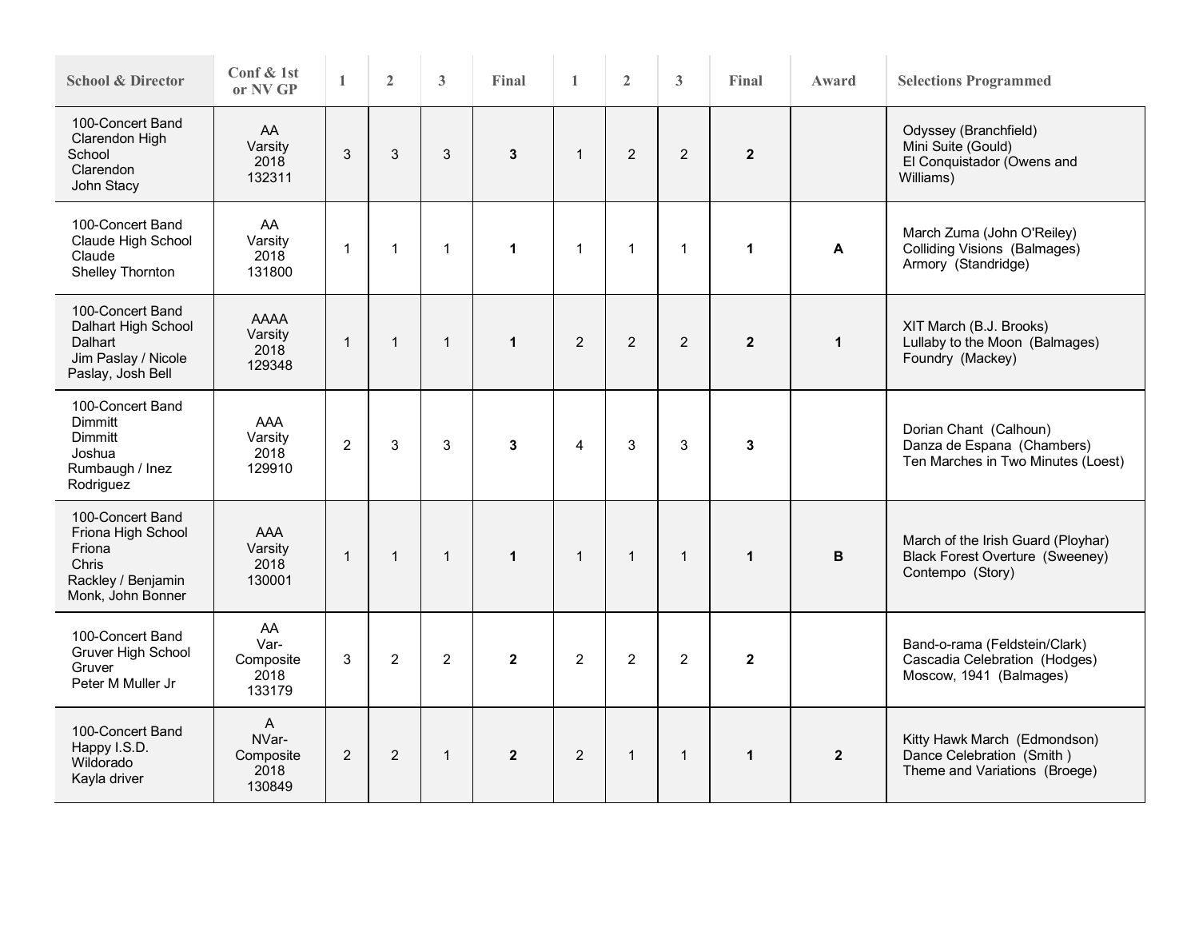| School & Director | Conf & 1st or NV GP | 1 | 2 | 3 | Final | 1 | 2 | 3 | Final | Award | Selections Programmed |
|---|---|---|---|---|---|---|---|---|---|---|---|
| 100-Concert Band Clarendon High School Clarendon John Stacy | AA Varsity 2018 132311 | 3 | 3 | 3 | **3** | 1 | 2 | 2 | **2** | | Odyssey (Branchfield) Mini Suite (Gould) El Conquistador (Owens and Williams) |
| 100-Concert Band Claude High School Claude Shelley Thornton | AA Varsity 2018 131800 | 1 | 1 | 1 | **1** | 1 | 1 | 1 | **1** | **A** | March Zuma (John O'Reiley) Colliding Visions (Balmages) Armory (Standridge) |
| 100-Concert Band Dalhart High School Dalhart Jim Paslay / Nicole Paslay, Josh Bell | AAAA Varsity 2018 129348 | 1 | 1 | 1 | **1** | 2 | 2 | 2 | **2** | **1** | XIT March (B.J. Brooks) Lullaby to the Moon (Balmages) Foundry (Mackey) |
| 100-Concert Band Dimmitt Dimmitt Joshua Rumbaugh / Inez Rodriguez | AAA Varsity 2018 129910 | 2 | 3 | 3 | **3** | 4 | 3 | 3 | **3** | | Dorian Chant (Calhoun) Danza de Espana (Chambers) Ten Marches in Two Minutes (Loest) |
| 100-Concert Band Friona High School Friona Chris Rackley / Benjamin Monk, John Bonner | AAA Varsity 2018 130001 | 1 | 1 | 1 | **1** | 1 | 1 | 1 | **1** | **B** | March of the Irish Guard (Ployhar) Black Forest Overture (Sweeney) Contempo (Story) |
| 100-Concert Band Gruver High School Gruver Peter M Muller Jr | AA Var-Composite 2018 133179 | 3 | 2 | 2 | **2** | 2 | 2 | 2 | **2** | | Band-o-rama (Feldstein/Clark) Cascadia Celebration (Hodges) Moscow, 1941 (Balmages) |
| 100-Concert Band Happy I.S.D. Wildorado Kayla driver | A NVar-Composite 2018 130849 | 2 | 2 | 1 | **2** | 2 | 1 | 1 | **1** | **2** | Kitty Hawk March (Edmondson) Dance Celebration (Smith ) Theme and Variations (Broege) |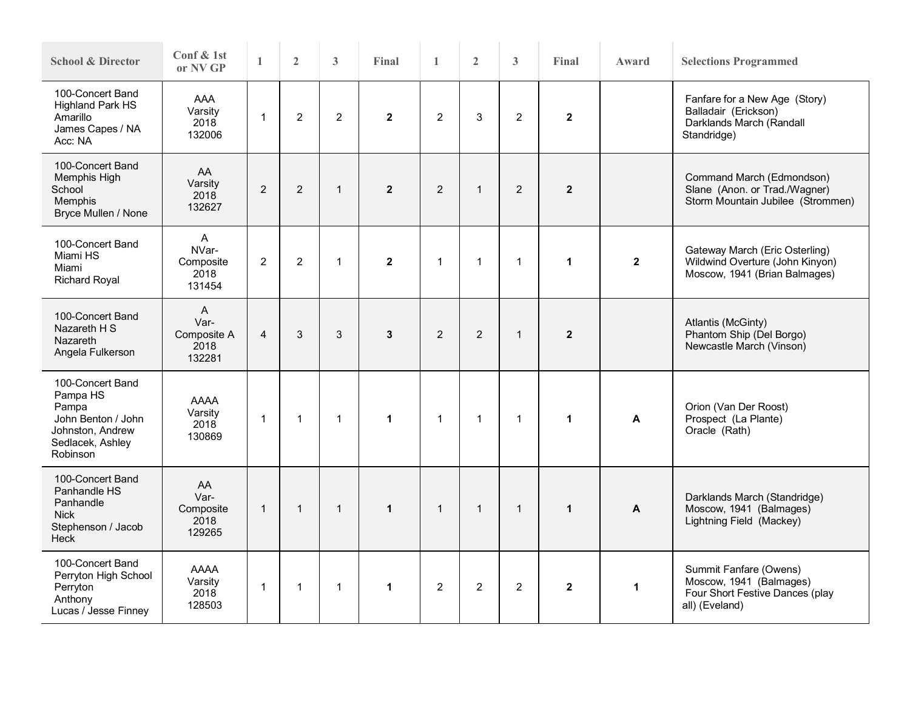| School & Director | Conf & 1st or NV GP | 1 | 2 | 3 | Final | 1 | 2 | 3 | Final | Award | Selections Programmed |
|---|---|---|---|---|---|---|---|---|---|---|---|
| 100-Concert Band Highland Park HS Amarillo James Capes / NA Acc: NA | AAA Varsity 2018 132006 | 1 | 2 | 2 | **2** | 2 | 3 | 2 | **2** | | Fanfare for a New Age (Story) Balladair (Erickson) Darklands March (Randall Standridge) |
| 100-Concert Band Memphis High School Memphis Bryce Mullen / None | AA Varsity 2018 132627 | 2 | 2 | 1 | **2** | 2 | 1 | 2 | **2** | | Command March (Edmondson) Slane (Anon. or Trad./Wagner) Storm Mountain Jubilee (Strommen) |
| 100-Concert Band Miami HS Miami Richard Royal | A NVar-Composite 2018 131454 | 2 | 2 | 1 | **2** | 1 | 1 | 1 | **1** | **2** | Gateway March (Eric Osterling) Wildwind Overture (John Kinyon) Moscow, 1941 (Brian Balmages) |
| 100-Concert Band Nazareth H S Nazareth Angela Fulkerson | A Var-Composite A 2018 132281 | 4 | 3 | 3 | **3** | 2 | 2 | 1 | **2** | | Atlantis (McGinty) Phantom Ship (Del Borgo) Newcastle March (Vinson) |
| 100-Concert Band Pampa HS Pampa John Benton / John Johnston, Andrew Sedlacek, Ashley Robinson | AAAA Varsity 2018 130869 | 1 | 1 | 1 | **1** | 1 | 1 | 1 | **1** | **A** | Orion (Van Der Roost) Prospect (La Plante) Oracle (Rath) |
| 100-Concert Band Panhandle HS Panhandle Nick Stephenson / Jacob Heck | AA Var-Composite 2018 129265 | 1 | 1 | 1 | **1** | 1 | 1 | 1 | **1** | **A** | Darklands March (Standridge) Moscow, 1941 (Balmages) Lightning Field (Mackey) |
| 100-Concert Band Perryton High School Perryton Anthony Lucas / Jesse Finney | AAAA Varsity 2018 128503 | 1 | 1 | 1 | **1** | 2 | 2 | 2 | **2** | **1** | Summit Fanfare (Owens) Moscow, 1941 (Balmages) Four Short Festive Dances (play all) (Eveland) |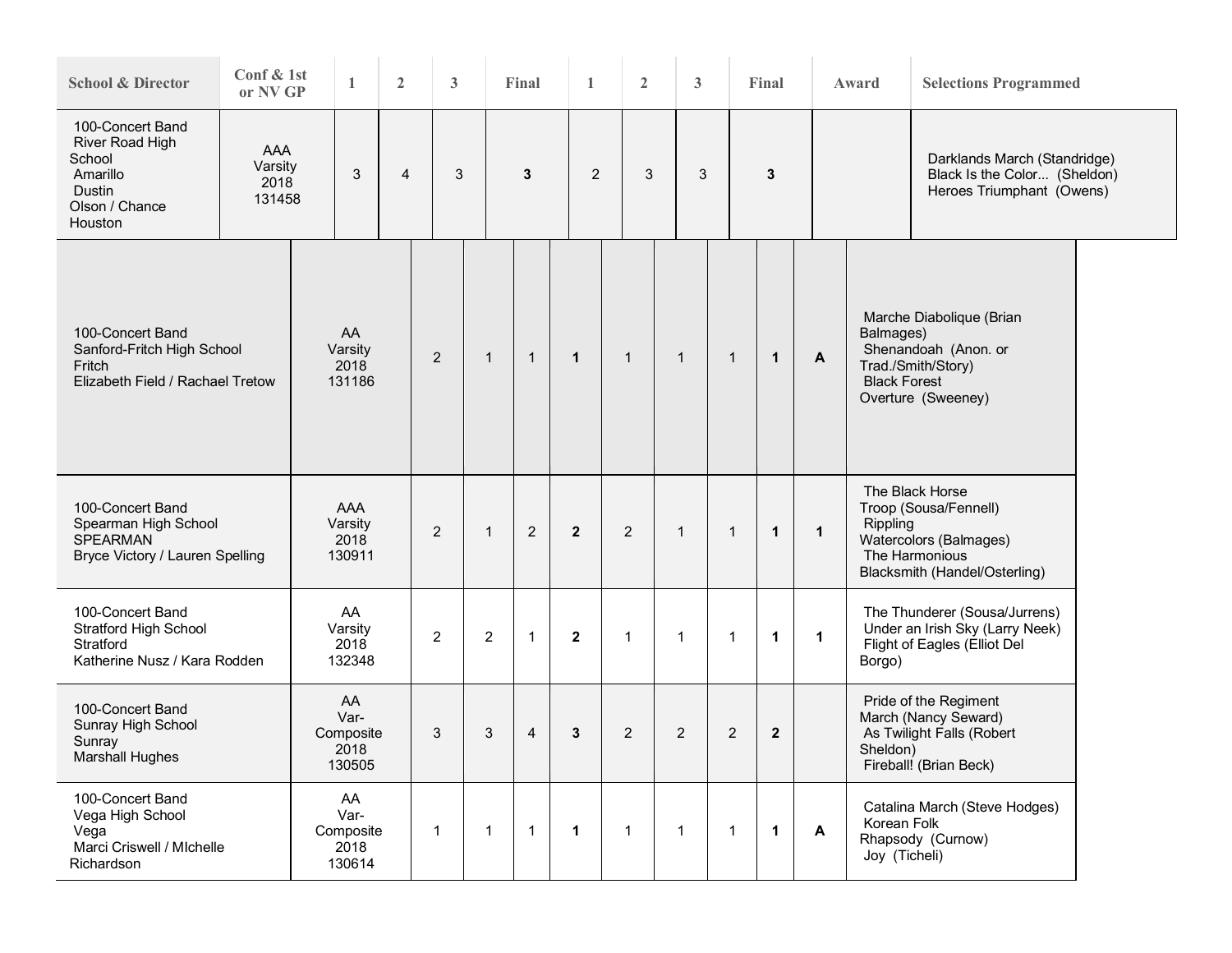| School & Director | Conf & 1st or NV GP | 1 | 2 | 3 | Final | 1 | 2 | 3 | Final | Award | Selections Programmed |
| --- | --- | --- | --- | --- | --- | --- | --- | --- | --- | --- | --- |
| 100-Concert Band River Road High School Amarillo Dustin Olson / Chance Houston | AAA Varsity 2018 131458 | 3 | 4 | 3 | **3** | 2 | 3 | 3 | **3** | | Darklands March (Standridge) Black Is the Color... (Sheldon) Heroes Triumphant (Owens) |
| 100-Concert Band Sanford-Fritch High School Fritch Elizabeth Field / Rachael Tretow | AA Varsity 2018 131186 | 2 | 1 | 1 | **1** | 1 | 1 | 1 | **1** | **A** | Marche Diabolique (Brian Balmages) Shenandoah (Anon. or Trad./Smith/Story) Black Forest Overture (Sweeney) |
| 100-Concert Band Spearman High School SPEARMAN Bryce Victory / Lauren Spelling | AAA Varsity 2018 130911 | 2 | 1 | 2 | **2** | 2 | 1 | 1 | **1** | **1** | The Black Horse Troop (Sousa/Fennell) Rippling Watercolors (Balmages) The Harmonious Blacksmith (Handel/Osterling) |
| 100-Concert Band Stratford High School Stratford Katherine Nusz / Kara Rodden | AA Varsity 2018 132348 | 2 | 2 | 1 | **2** | 1 | 1 | 1 | **1** | **1** | The Thunderer (Sousa/Jurrens) Under an Irish Sky (Larry Neek) Flight of Eagles (Elliot Del Borgo) |
| 100-Concert Band Sunray High School Sunray Marshall Hughes | AA Var-Composite 2018 130505 | 3 | 3 | 4 | **3** | 2 | 2 | 2 | **2** | | Pride of the Regiment March (Nancy Seward) As Twilight Falls (Robert Sheldon) Fireball! (Brian Beck) |
| 100-Concert Band Vega High School Vega Marci Criswell / MIchelle Richardson | AA Var-Composite 2018 130614 | 1 | 1 | 1 | **1** | 1 | 1 | 1 | **1** | **A** | Catalina March (Steve Hodges) Korean Folk Rhapsody (Curnow) Joy (Ticheli) |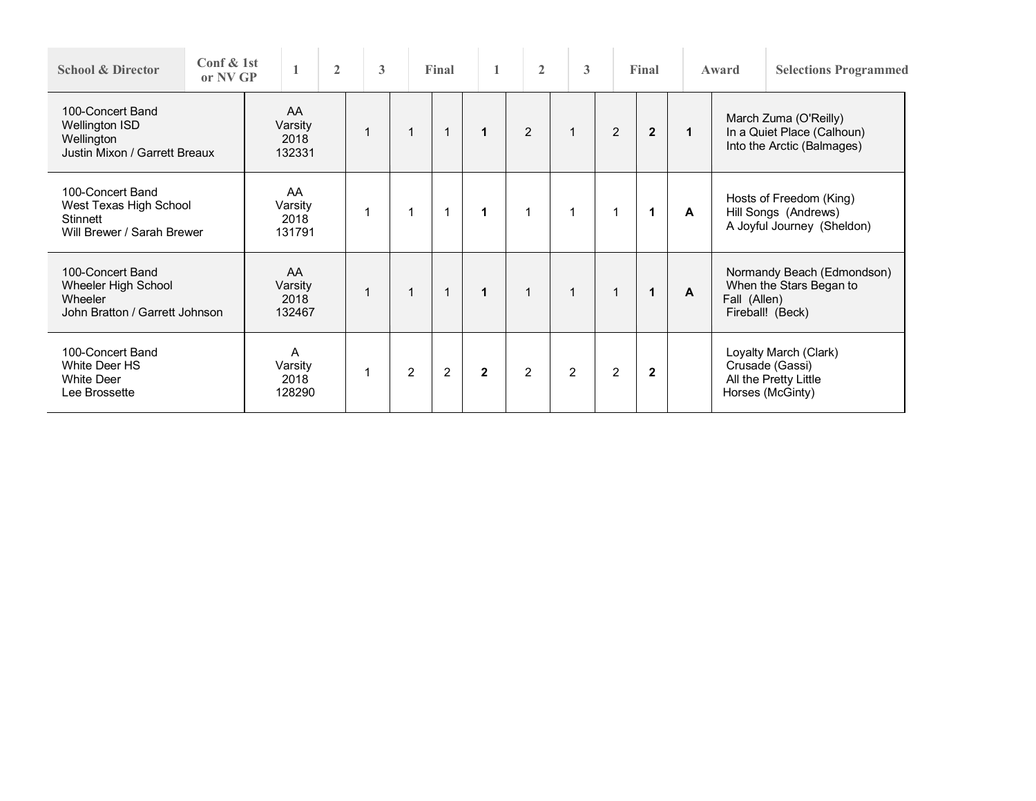| School & Director | Conf & 1st or NV GP | 1 | 2 | 3 | Final | 1 | 2 | 3 | Final | Award | Selections Programmed |
|---|---|---|---|---|---|---|---|---|---|---|---|
| 100-Concert Band<br>Wellington ISD<br>Wellington<br>Justin Mixon / Garrett Breaux | AA<br>Varsity<br>2018<br>132331 | 1 | 1 | 1 | **1** | 2 | 1 | 2 | **2** | **1** | March Zuma (O'Reilly)<br>In a Quiet Place (Calhoun)<br>Into the Arctic (Balmages) |
| 100-Concert Band<br>West Texas High School<br>Stinnett<br>Will Brewer / Sarah Brewer | AA<br>Varsity<br>2018<br>131791 | 1 | 1 | 1 | **1** | 1 | 1 | 1 | **1** | **A** | Hosts of Freedom (King)<br>Hill Songs (Andrews)<br>A Joyful Journey (Sheldon) |
| 100-Concert Band<br>Wheeler High School<br>Wheeler<br>John Bratton / Garrett Johnson | AA<br>Varsity<br>2018<br>132467 | 1 | 1 | 1 | **1** | 1 | 1 | 1 | **1** | **A** | Normandy Beach (Edmondson)<br>When the Stars Began to Fall (Allen)<br>Fireball! (Beck) |
| 100-Concert Band<br>White Deer HS<br>White Deer<br>Lee Brossette | A<br>Varsity<br>2018<br>128290 | 1 | 2 | 2 | **2** | 2 | 2 | 2 | **2** | | Loyalty March (Clark)<br>Crusade (Gassi)<br>All the Pretty Little Horses (McGinty) |